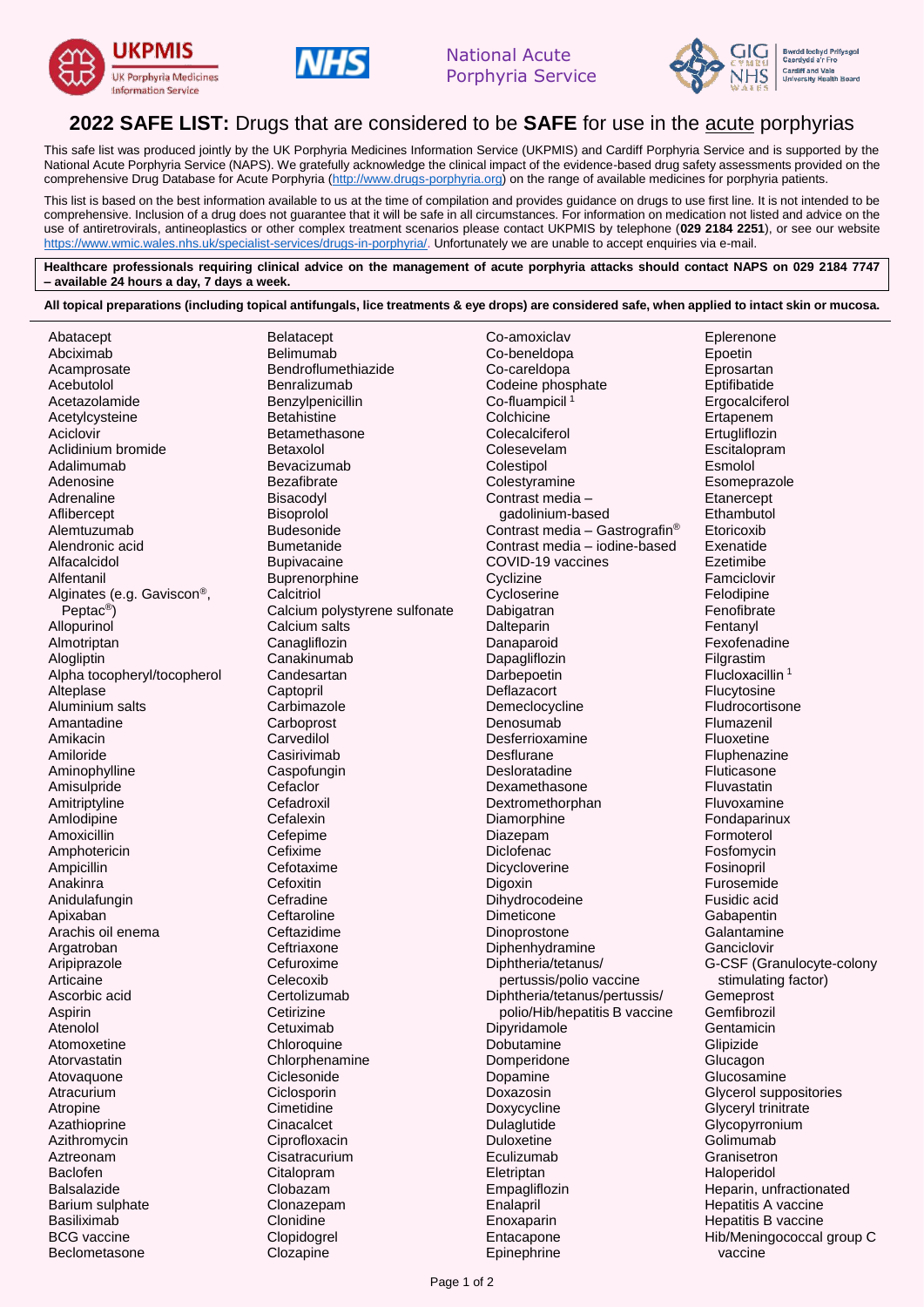UKPMIS UK Porphyria Medicines Information Service | NHS | National Acute Porphyria Service | GIG Cymru NHS Wales Bwrdd Iechyd Prifysgol Caerdydd a'r Fro Cardiff and Vale University Health Board

# 2022 SAFE LIST: Drugs that are considered to be SAFE for use in the acute porphyrias

This safe list was produced jointly by the UK Porphyria Medicines Information Service (UKPMIS) and Cardiff Porphyria Service and is supported by the National Acute Porphyria Service (NAPS). We gratefully acknowledge the clinical impact of the evidence-based drug safety assessments provided on the comprehensive Drug Database for Acute Porphyria (http://www.drugs-porphyria.org) on the range of available medicines for porphyria patients.

This list is based on the best information available to us at the time of compilation and provides guidance on drugs to use first line. It is not intended to be comprehensive. Inclusion of a drug does not guarantee that it will be safe in all circumstances. For information on medication not listed and advice on the use of antiretrovirals, antineoplastics or other complex treatment scenarios please contact UKPMIS by telephone (**029 2184 2251**), or see our website https://www.wmic.wales.nhs.uk/specialist-services/drugs-in-porphyria/. Unfortunately we are unable to accept enquiries via e-mail.

**Healthcare professionals requiring clinical advice on the management of acute porphyria attacks should contact NAPS on 029 2184 7747 – available 24 hours a day, 7 days a week.**

**All topical preparations (including topical antifungals, lice treatments & eye drops) are considered safe, when applied to intact skin or mucosa.**

Abatacept
Abciximab
Acamprosate
Acebutolol
Acetazolamide
Acetylcysteine
Aciclovir
Aclidinium bromide
Adalimumab
Adenosine
Adrenaline
Aflibercept
Alemtuzumab
Alendronic acid
Alfacalcidol
Alfentanil
Alginates (e.g. Gaviscon®, Peptac®)
Allopurinol
Almotriptan
Alogliptin
Alpha tocopheryl/tocopherol
Alteplase
Aluminium salts
Amantadine
Amikacin
Amiloride
Aminophylline
Amisulpride
Amitriptyline
Amlodipine
Amoxicillin
Amphotericin
Ampicillin
Anakinra
Anidulafungin
Apixaban
Arachis oil enema
Argatroban
Aripiprazole
Articaine
Ascorbic acid
Aspirin
Atenolol
Atomoxetine
Atorvastatin
Atovaquone
Atracurium
Atropine
Azathioprine
Azithromycin
Aztreonam
Baclofen
Balsalazide
Barium sulphate
Basiliximab
BCG vaccine
Beclometasone
Belatacept
Belimumab
Bendroflumethiazide
Benralizumab
Benzylpenicillin
Betahistine
Betamethasone
Betaxolol
Bevacizumab
Bezafibrate
Bisacodyl
Bisoprolol
Budesonide
Bumetanide
Bupivacaine
Buprenorphine
Calcitriol
Calcium polystyrene sulfonate
Calcium salts
Canagliflozin
Canakinumab
Candesartan
Captopril
Carbimazole
Carboprost
Carvedilol
Casirivimab
Caspofungin
Cefaclor
Cefadroxil
Cefalexin
Cefepime
Cefixime
Cefotaxime
Cefoxitin
Cefradine
Ceftaroline
Ceftazidime
Ceftriaxone
Cefuroxime
Celecoxib
Certolizumab
Cetirizine
Cetuximab
Chloroquine
Chlorphenamine
Ciclesonide
Ciclosporin
Cimetidine
Cinacalcet
Ciprofloxacin
Cisatracurium
Citalopram
Clobazam
Clonazepam
Clonidine
Clopidogrel
Clozapine
Co-amoxiclav
Co-beneldopa
Co-careldopa
Codeine phosphate
Co-fluampicil [1]
Colchicine
Colecalciferol
Colesevelam
Colestipol
Colestyramine
Contrast media – gadolinium-based
Contrast media – Gastrografin®
Contrast media – iodine-based
COVID-19 vaccines
Cyclizine
Cycloserine
Dabigatran
Dalteparin
Danaparoid
Dapagliflozin
Darbepoetin
Deflazacort
Demeclocycline
Denosumab
Desferrioxamine
Desflurane
Desloratadine
Dexamethasone
Dextromethorphan
Diamorphine
Diazepam
Diclofenac
Dicycloverine
Digoxin
Dihydrocodeine
Dimeticone
Dinoprostone
Diphenhydramine
Diphtheria/tetanus/pertussis/polio vaccine
Diphtheria/tetanus/pertussis/polio/Hib/hepatitis B vaccine
Dipyridamole
Dobutamine
Domperidone
Dopamine
Doxazosin
Doxycycline
Dulaglutide
Duloxetine
Eculizumab
Eletriptan
Empagliflozin
Enalapril
Enoxaparin
Entacapone
Epinephrine
Eplerenone
Epoetin
Eprosartan
Eptifibatide
Ergocalciferol
Ertapenem
Ertugliflozin
Escitalopram
Esmolol
Esomeprazole
Etanercept
Ethambutol
Etoricoxib
Exenatide
Ezetimibe
Famciclovir
Felodipine
Fenofibrate
Fentanyl
Fexofenadine
Filgrastim
Flucloxacillin [1]
Flucytosine
Fludrocortisone
Flumazenil
Fluoxetine
Fluphenazine
Fluticasone
Fluvastatin
Fluvoxamine
Fondaparinux
Formoterol
Fosfomycin
Fosinopril
Furosemide
Fusidic acid
Gabapentin
Galantamine
Ganciclovir
G-CSF (Granulocyte-colony stimulating factor)
Gemeprost
Gemfibrozil
Gentamicin
Glipizide
Glucagon
Glucosamine
Glycerol suppositories
Glyceryl trinitrate
Glycopyrronium
Golimumab
Granisetron
Haloperidol
Heparin, unfractionated
Hepatitis A vaccine
Hepatitis B vaccine
Hib/Meningococcal group C vaccine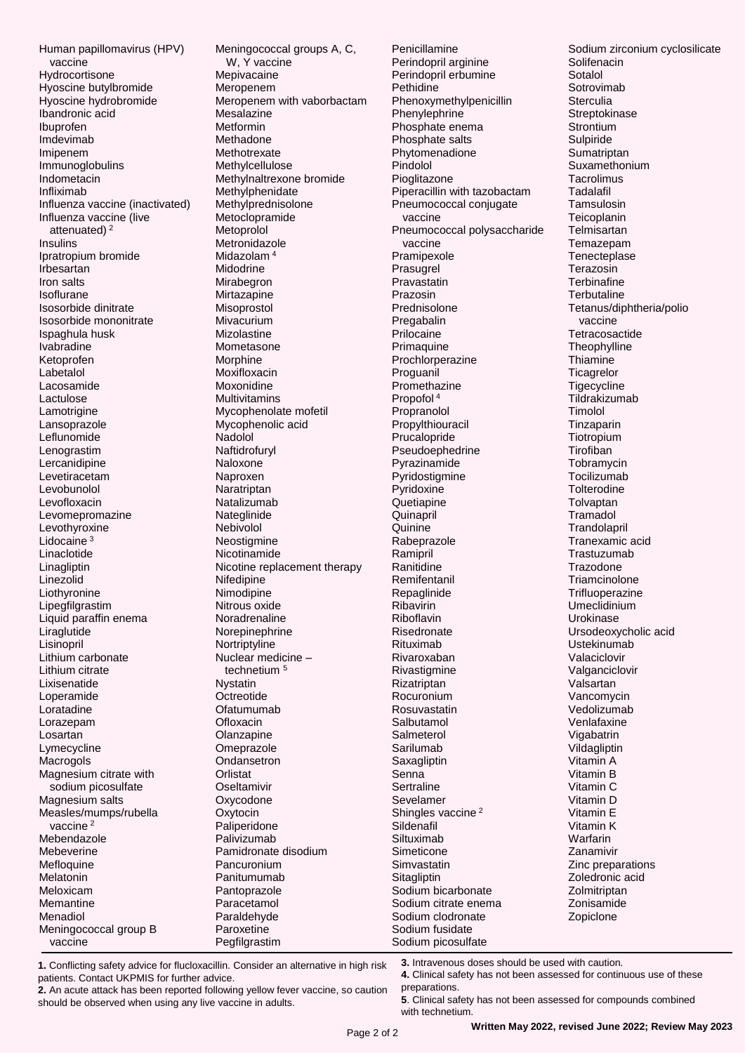Human papillomavirus (HPV) vaccine
Hydrocortisone
Hyoscine butylbromide
Hyoscine hydrobromide
Ibandronic acid
Ibuprofen
Imdevimab
Imipenem
Immunoglobulins
Indometacin
Infliximab
Influenza vaccine (inactivated)
Influenza vaccine (live attenuated) [2]
Insulins
Ipratropium bromide
Irbesartan
Iron salts
Isoflurane
Isosorbide dinitrate
Isosorbide mononitrate
Ispaghula husk
Ivabradine
Ketoprofen
Labetalol
Lacosamide
Lactulose
Lamotrigine
Lansoprazole
Leflunomide
Lenograstim
Lercanidipine
Levetiracetam
Levobunolol
Levofloxacin
Levomepromazine
Levothyroxine
Lidocaine [3]
Linaclotide
Linagliptin
Linezolid
Liothyronine
Lipegfilgrastim
Liquid paraffin enema
Liraglutide
Lisinopril
Lithium carbonate
Lithium citrate
Lixisenatide
Loperamide
Loratadine
Lorazepam
Losartan
Lymecycline
Macrogols
Magnesium citrate with sodium picosulfate
Magnesium salts
Measles/mumps/rubella vaccine [2]
Mebendazole
Mebeverine
Mefloquine
Melatonin
Meloxicam
Memantine
Menadiol
Meningococcal group B vaccine
Meningococcal groups A, C, W, Y vaccine
Mepivacaine
Meropenem
Meropenem with vaborbactam
Mesalazine
Metformin
Methadone
Methotrexate
Methylcellulose
Methylnaltrexone bromide
Methylphenidate
Methylprednisolone
Metoclopramide
Metoprolol
Metronidazole
Midazolam [4]
Midodrine
Mirabegron
Mirtazapine
Misoprostol
Mivacurium
Mizolastine
Mometasone
Morphine
Moxifloxacin
Moxonidine
Multivitamins
Mycophenolate mofetil
Mycophenolic acid
Nadolol
Naftidrofuryl
Naloxone
Naproxen
Naratriptan
Natalizumab
Nateglinide
Nebivolol
Neostigmine
Nicotinamide
Nicotine replacement therapy
Nifedipine
Nimodipine
Nitrous oxide
Noradrenaline
Norepinephrine
Nortriptyline
Nuclear medicine – technetium [5]
Nystatin
Octreotide
Ofatumumab
Ofloxacin
Olanzapine
Omeprazole
Ondansetron
Orlistat
Oseltamivir
Oxycodone
Oxytocin
Paliperidone
Palivizumab
Pamidronate disodium
Pancuronium
Panitumumab
Pantoprazole
Paracetamol
Paraldehyde
Paroxetine
Pegfilgrastim
Penicillamine
Perindopril arginine
Perindopril erbumine
Pethidine
Phenoxymethylpenicillin
Phenylephrine
Phosphate enema
Phosphate salts
Phytomenadione
Pindolol
Pioglitazone
Piperacillin with tazobactam
Pneumococcal conjugate vaccine
Pneumococcal polysaccharide vaccine
Pramipexole
Prasugrel
Pravastatin
Prazosin
Prednisolone
Pregabalin
Prilocaine
Primaquine
Prochlorperazine
Proguanil
Promethazine
Propofol [4]
Propranolol
Propylthiouracil
Prucalopride
Pseudoephedrine
Pyrazinamide
Pyridostigmine
Pyridoxine
Quetiapine
Quinapril
Quinine
Rabeprazole
Ramipril
Ranitidine
Remifentanil
Repaglinide
Ribavirin
Riboflavin
Risedronate
Rituximab
Rivaroxaban
Rivastigmine
Rizatriptan
Rocuronium
Rosuvastatin
Salbutamol
Salmeterol
Sarilumab
Saxagliptin
Senna
Sertraline
Sevelamer
Shingles vaccine [2]
Sildenafil
Siltuximab
Simeticone
Simvastatin
Sitagliptin
Sodium bicarbonate
Sodium citrate enema
Sodium clodronate
Sodium fusidate
Sodium picosulfate
Sodium zirconium cyclosilicate
Solifenacin
Sotalol
Sotrovimab
Sterculia
Streptokinase
Strontium
Sulpiride
Sumatriptan
Suxamethonium
Tacrolimus
Tadalafil
Tamsulosin
Teicoplanin
Telmisartan
Temazepam
Tenecteplase
Terazosin
Terbinafine
Terbutaline
Tetanus/diphtheria/polio vaccine
Tetracosactide
Theophylline
Thiamine
Ticagrelor
Tigecycline
Tildrakizumab
Timolol
Tinzaparin
Tiotropium
Tirofiban
Tobramycin
Tocilizumab
Tolterodine
Tolvaptan
Tramadol
Trandolapril
Tranexamic acid
Trastuzumab
Trazodone
Triamcinolone
Trifluoperazine
Umeclidinium
Urokinase
Ursodeoxycholic acid
Ustekinumab
Valaciclovir
Valganciclovir
Valsartan
Vancomycin
Vedolizumab
Venlafaxine
Vigabatrin
Vildagliptin
Vitamin A
Vitamin B
Vitamin C
Vitamin D
Vitamin E
Vitamin K
Warfarin
Zanamivir
Zinc preparations
Zoledronic acid
Zolmitriptan
Zonisamide
Zopiclone

---

**1.** Conflicting safety advice for flucloxacillin. Consider an alternative in high risk patients. Contact UKPMIS for further advice.
**2.** An acute attack has been reported following yellow fever vaccine, so caution should be observed when using any live vaccine in adults.
**3.** Intravenous doses should be used with caution.
**4.** Clinical safety has not been assessed for continuous use of these preparations.
**5**. Clinical safety has not been assessed for compounds combined with technetium.

**Written May 2022, revised June 2022; Review May 2023**